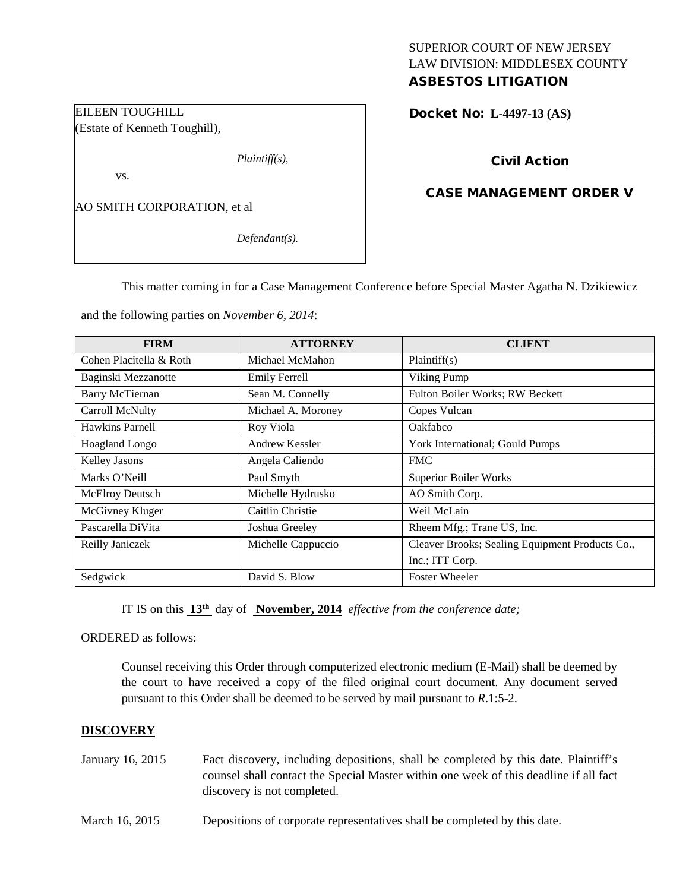SUPERIOR COURT OF NEW JERSEY
LAW DIVISION: MIDDLESEX COUNTY
**ASBESTOS LITIGATION**

EILEEN TOUGHILL
(Estate of Kenneth Toughill),

*Plaintiff(s),*

vs.

AO SMITH CORPORATION, et al

*Defendant(s).*

**Docket No: L-4497-13 (AS)**

**Civil Action**

**CASE MANAGEMENT ORDER V**

This matter coming in for a Case Management Conference before Special Master Agatha N. Dzikiewicz and the following parties on *November 6, 2014*:

| FIRM | ATTORNEY | CLIENT |
|---|---|---|
| Cohen Placitella & Roth | Michael McMahon | Plaintiff(s) |
| Baginski Mezzanotte | Emily Ferrell | Viking Pump |
| Barry McTiernan | Sean M. Connelly | Fulton Boiler Works; RW Beckett |
| Carroll McNulty | Michael A. Moroney | Copes Vulcan |
| Hawkins Parnell | Roy Viola | Oakfabco |
| Hoagland Longo | Andrew Kessler | York International; Gould Pumps |
| Kelley Jasons | Angela Caliendo | FMC |
| Marks O'Neill | Paul Smyth | Superior Boiler Works |
| McElroy Deutsch | Michelle Hydrusko | AO Smith Corp. |
| McGivney Kluger | Caitlin Christie | Weil McLain |
| Pascarella DiVita | Joshua Greeley | Rheem Mfg.; Trane US, Inc. |
| Reilly Janiczek | Michelle Cappuccio | Cleaver Brooks; Sealing Equipment Products Co., Inc.; ITT Corp. |
| Sedgwick | David S. Blow | Foster Wheeler |

IT IS on this **13th** day of **November, 2014** *effective from the conference date;*

ORDERED as follows:

Counsel receiving this Order through computerized electronic medium (E-Mail) shall be deemed by the court to have received a copy of the filed original court document. Any document served pursuant to this Order shall be deemed to be served by mail pursuant to *R*.1:5-2.

**DISCOVERY**

January 16, 2015 — Fact discovery, including depositions, shall be completed by this date. Plaintiff's counsel shall contact the Special Master within one week of this deadline if all fact discovery is not completed.

March 16, 2015 — Depositions of corporate representatives shall be completed by this date.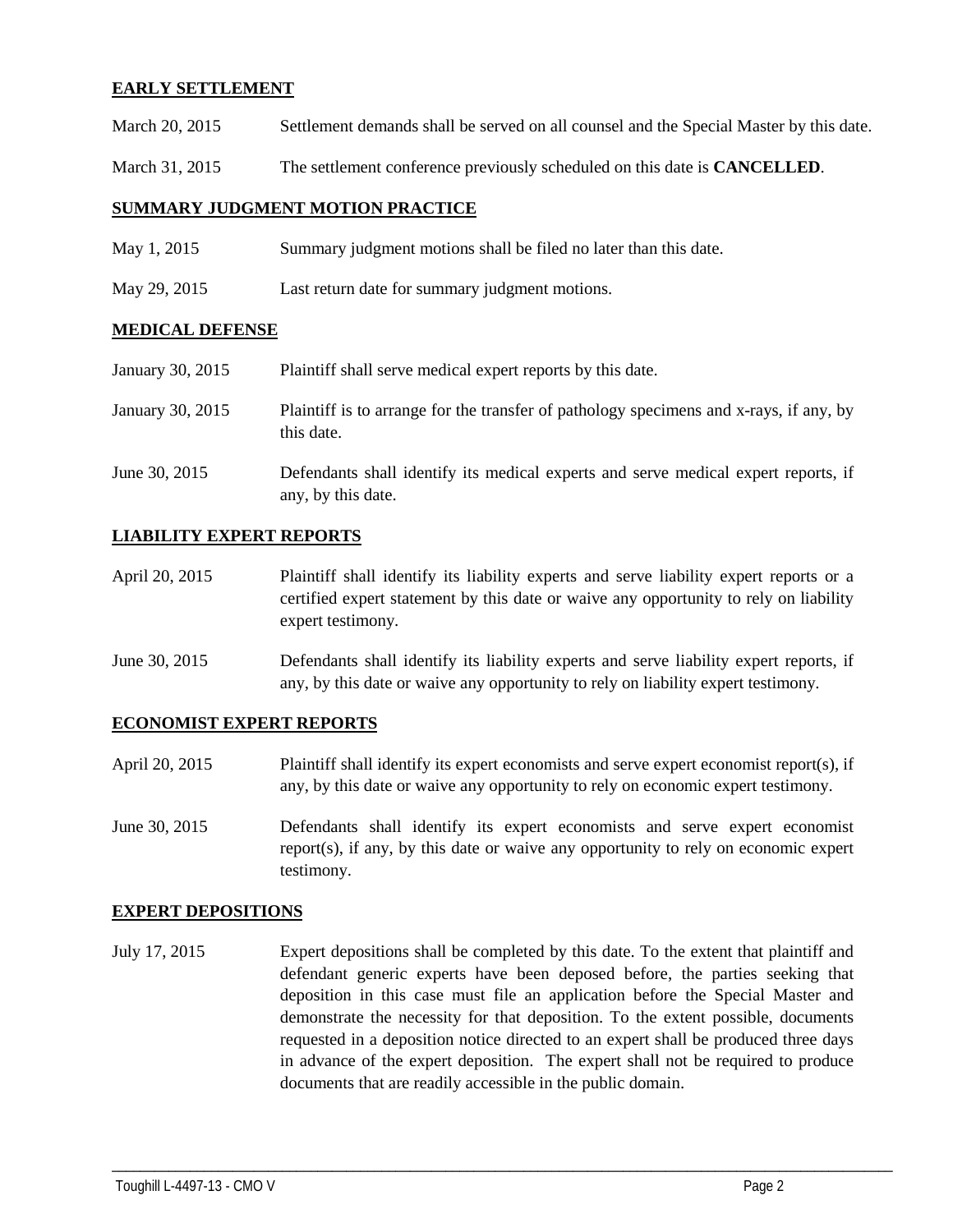**EARLY SETTLEMENT**

March 20, 2015 Settlement demands shall be served on all counsel and the Special Master by this date.

March 31, 2015 The settlement conference previously scheduled on this date is **CANCELLED**.

**SUMMARY JUDGMENT MOTION PRACTICE**

May 1, 2015 Summary judgment motions shall be filed no later than this date.

May 29, 2015 Last return date for summary judgment motions.

**MEDICAL DEFENSE**

January 30, 2015 Plaintiff shall serve medical expert reports by this date.

January 30, 2015 Plaintiff is to arrange for the transfer of pathology specimens and x-rays, if any, by this date.

June 30, 2015 Defendants shall identify its medical experts and serve medical expert reports, if any, by this date.

**LIABILITY EXPERT REPORTS**

April 20, 2015 Plaintiff shall identify its liability experts and serve liability expert reports or a certified expert statement by this date or waive any opportunity to rely on liability expert testimony.

June 30, 2015 Defendants shall identify its liability experts and serve liability expert reports, if any, by this date or waive any opportunity to rely on liability expert testimony.

**ECONOMIST EXPERT REPORTS**

April 20, 2015 Plaintiff shall identify its expert economists and serve expert economist report(s), if any, by this date or waive any opportunity to rely on economic expert testimony.

June 30, 2015 Defendants shall identify its expert economists and serve expert economist report(s), if any, by this date or waive any opportunity to rely on economic expert testimony.

**EXPERT DEPOSITIONS**

July 17, 2015 Expert depositions shall be completed by this date. To the extent that plaintiff and defendant generic experts have been deposed before, the parties seeking that deposition in this case must file an application before the Special Master and demonstrate the necessity for that deposition. To the extent possible, documents requested in a deposition notice directed to an expert shall be produced three days in advance of the expert deposition. The expert shall not be required to produce documents that are readily accessible in the public domain.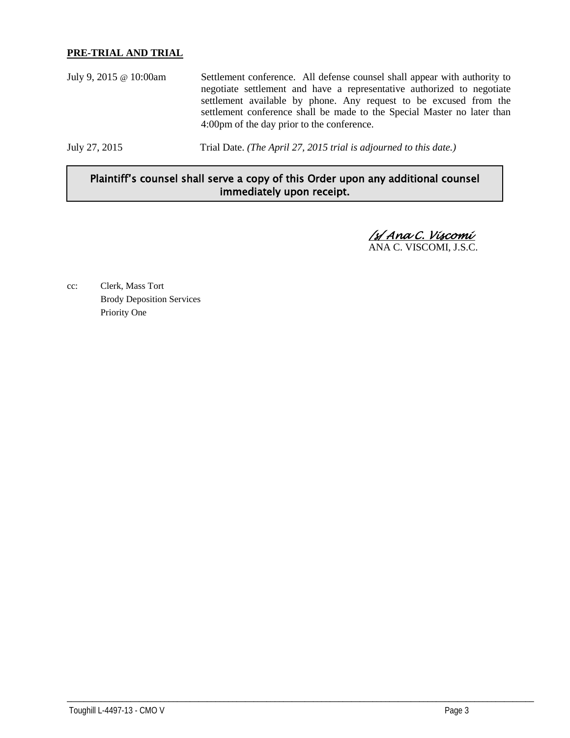**PRE-TRIAL AND TRIAL**

| | |
|---|---|
| July 9, 2015 @ 10:00am | Settlement conference. All defense counsel shall appear with authority to negotiate settlement and have a representative authorized to negotiate settlement available by phone. Any request to be excused from the settlement conference shall be made to the Special Master no later than 4:00pm of the day prior to the conference. |
| July 27, 2015 | Trial Date. *(The April 27, 2015 trial is adjourned to this date.)* |

**Plaintiff's counsel shall serve a copy of this Order upon any additional counsel immediately upon receipt.**

*/s/ Ana C. Viscomi*
ANA C. VISCOMI, J.S.C.

cc: Clerk, Mass Tort
Brody Deposition Services
Priority One